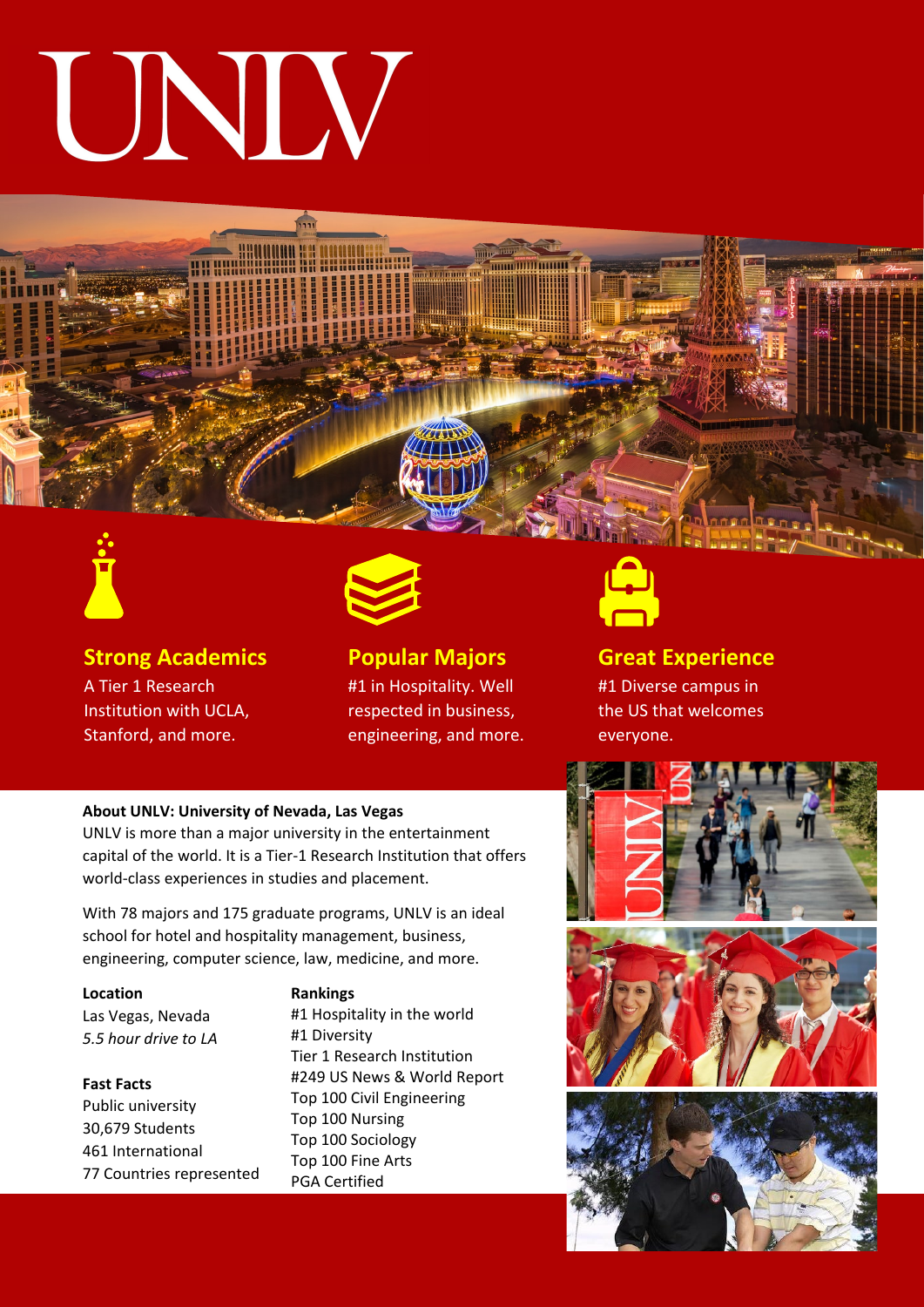# UNLV

### Strong Academics

A Tier 1 Research Institution with UCLA, Stanford, and more.

### Popular Majors

#1 in Hospitality. Well respected in business, engineering, and more.

### Great Experience

#1 Diverse campus in the US that welcomes everyone.

**About UNLV: University of Nevada, Las Vegas**

UNLV is more than a major university in the entertainment capital of the world. It is a Tier-1 Research Institution that offers world-class experiences in studies and placement.

With 78 majors and 175 graduate programs, UNLV is an ideal school for hotel and hospitality management, business, engineering, computer science, law, medicine, and more.

**Location**

Las Vegas, Nevada
*5.5 hour drive to LA*

**Fast Facts**

Public university
30,679 Students
461 International
77 Countries represented

**Rankings**

#1 Hospitality in the world
#1 Diversity
Tier 1 Research Institution
#249 US News & World Report
Top 100 Civil Engineering
Top 100 Nursing
Top 100 Sociology
Top 100 Fine Arts
PGA Certified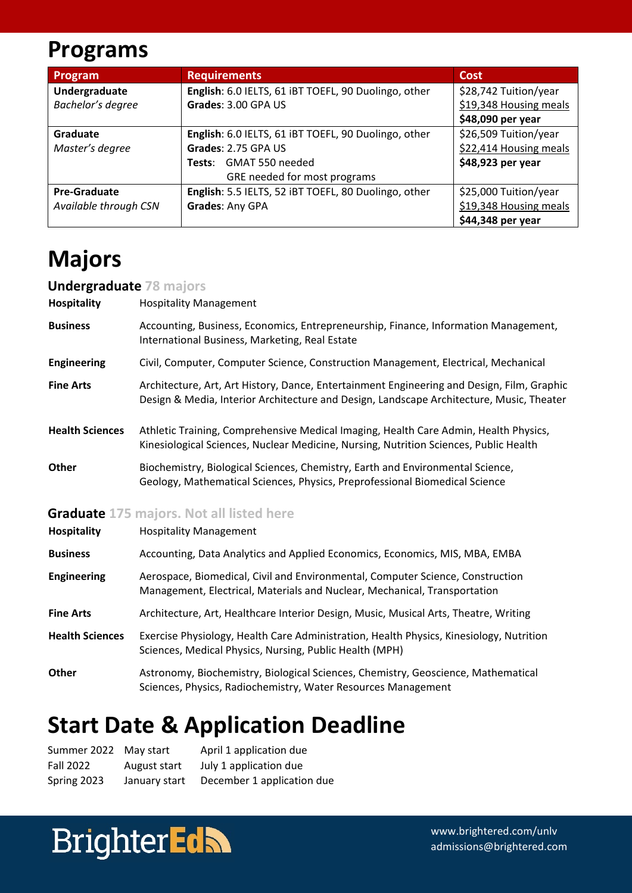# Programs

| Program | Requirements | Cost |
|---|---|---|
| **Undergraduate**<br>*Bachelor's degree* | **English**: 6.0 IELTS, 61 iBT TOEFL, 90 Duolingo, other<br>**Grades**: 3.00 GPA US | $28,742 Tuition/year<br>$19,348 Housing meals<br>**$48,090 per year** |
| **Graduate**<br>*Master's degree* | **English**: 6.0 IELTS, 61 iBT TOEFL, 90 Duolingo, other<br>**Grades**: 2.75 GPA US<br>**Tests**: GMAT 550 needed<br>GRE needed for most programs | $26,509 Tuition/year<br>$22,414 Housing meals<br>**$48,923 per year** |
| **Pre-Graduate**<br>*Available through CSN* | **English**: 5.5 IELTS, 52 iBT TOEFL, 80 Duolingo, other<br>**Grades**: Any GPA | $25,000 Tuition/year<br>$19,348 Housing meals<br>**$44,348 per year** |

# Majors

## Undergraduate 78 majors

**Hospitality** Hospitality Management

**Business** Accounting, Business, Economics, Entrepreneurship, Finance, Information Management, International Business, Marketing, Real Estate

**Engineering** Civil, Computer, Computer Science, Construction Management, Electrical, Mechanical

**Fine Arts** Architecture, Art, Art History, Dance, Entertainment Engineering and Design, Film, Graphic Design & Media, Interior Architecture and Design, Landscape Architecture, Music, Theater

**Health Sciences** Athletic Training, Comprehensive Medical Imaging, Health Care Admin, Health Physics, Kinesiological Sciences, Nuclear Medicine, Nursing, Nutrition Sciences, Public Health

**Other** Biochemistry, Biological Sciences, Chemistry, Earth and Environmental Science, Geology, Mathematical Sciences, Physics, Preprofessional Biomedical Science

## Graduate 175 majors. Not all listed here

**Hospitality** Hospitality Management

**Business** Accounting, Data Analytics and Applied Economics, Economics, MIS, MBA, EMBA

**Engineering** Aerospace, Biomedical, Civil and Environmental, Computer Science, Construction Management, Electrical, Materials and Nuclear, Mechanical, Transportation

**Fine Arts** Architecture, Art, Healthcare Interior Design, Music, Musical Arts, Theatre, Writing

**Health Sciences** Exercise Physiology, Health Care Administration, Health Physics, Kinesiology, Nutrition Sciences, Medical Physics, Nursing, Public Health (MPH)

**Other** Astronomy, Biochemistry, Biological Sciences, Chemistry, Geoscience, Mathematical Sciences, Physics, Radiochemistry, Water Resources Management

# Start Date & Application Deadline

| | | |
|---|---|---|
| Summer 2022 | May start | April 1 application due |
| Fall 2022 | August start | July 1 application due |
| Spring 2023 | January start | December 1 application due |

BrighterEd

www.brightered.com/unlv
admissions@brightered.com